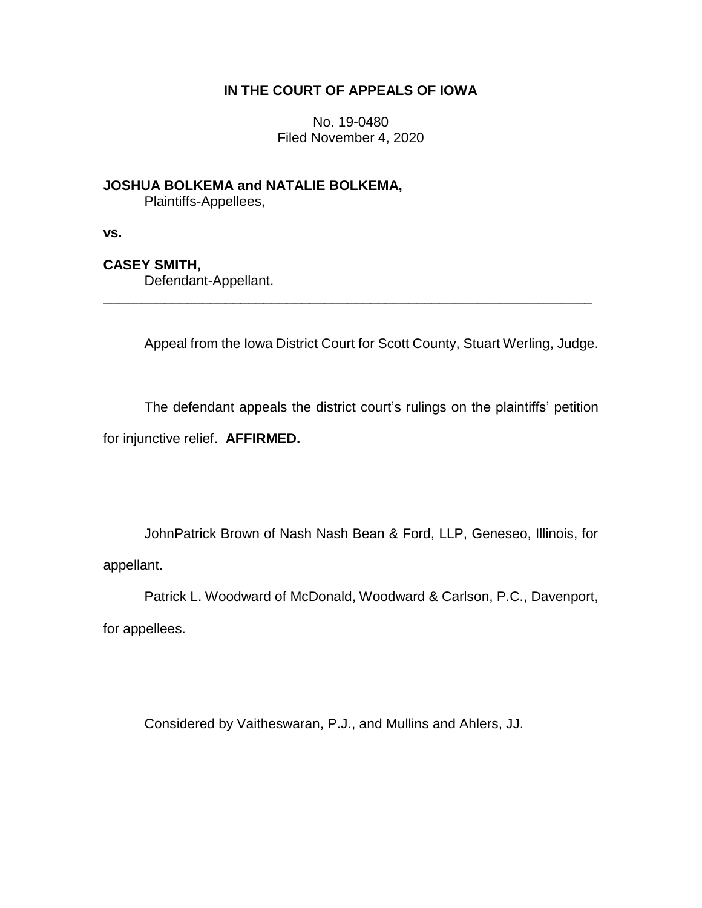**IN THE COURT OF APPEALS OF IOWA**

No. 19-0480
Filed November 4, 2020

**JOSHUA BOLKEMA and NATALIE BOLKEMA,**
Plaintiffs-Appellees,

**vs.**

**CASEY SMITH,**
Defendant-Appellant.

---

Appeal from the Iowa District Court for Scott County, Stuart Werling, Judge.

The defendant appeals the district court's rulings on the plaintiffs' petition for injunctive relief. **AFFIRMED.**

JohnPatrick Brown of Nash Nash Bean & Ford, LLP, Geneseo, Illinois, for appellant.

Patrick L. Woodward of McDonald, Woodward & Carlson, P.C., Davenport, for appellees.

Considered by Vaitheswaran, P.J., and Mullins and Ahlers, JJ.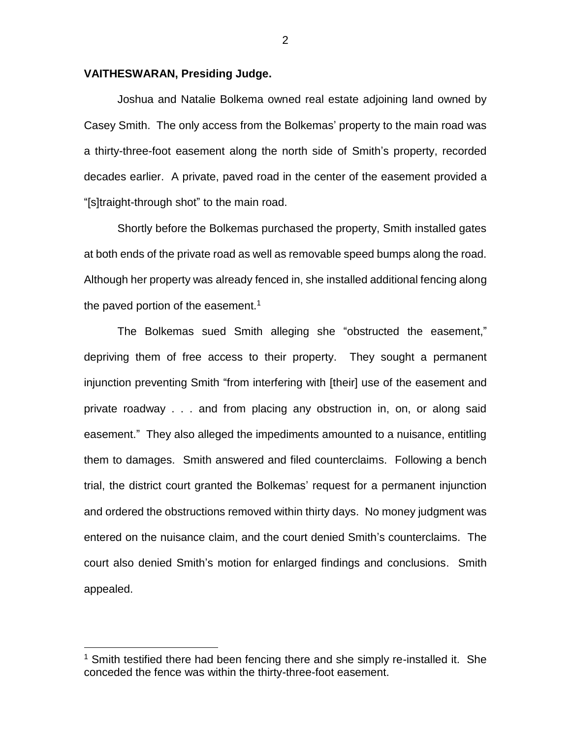**VAITHESWARAN, Presiding Judge.**

Joshua and Natalie Bolkema owned real estate adjoining land owned by Casey Smith. The only access from the Bolkemas' property to the main road was a thirty-three-foot easement along the north side of Smith's property, recorded decades earlier. A private, paved road in the center of the easement provided a "[s]traight-through shot" to the main road.

Shortly before the Bolkemas purchased the property, Smith installed gates at both ends of the private road as well as removable speed bumps along the road. Although her property was already fenced in, she installed additional fencing along the paved portion of the easement.[1]

The Bolkemas sued Smith alleging she "obstructed the easement," depriving them of free access to their property. They sought a permanent injunction preventing Smith "from interfering with [their] use of the easement and private roadway . . . and from placing any obstruction in, on, or along said easement." They also alleged the impediments amounted to a nuisance, entitling them to damages. Smith answered and filed counterclaims. Following a bench trial, the district court granted the Bolkemas' request for a permanent injunction and ordered the obstructions removed within thirty days. No money judgment was entered on the nuisance claim, and the court denied Smith's counterclaims. The court also denied Smith's motion for enlarged findings and conclusions. Smith appealed.

[1] Smith testified there had been fencing there and she simply re-installed it. She conceded the fence was within the thirty-three-foot easement.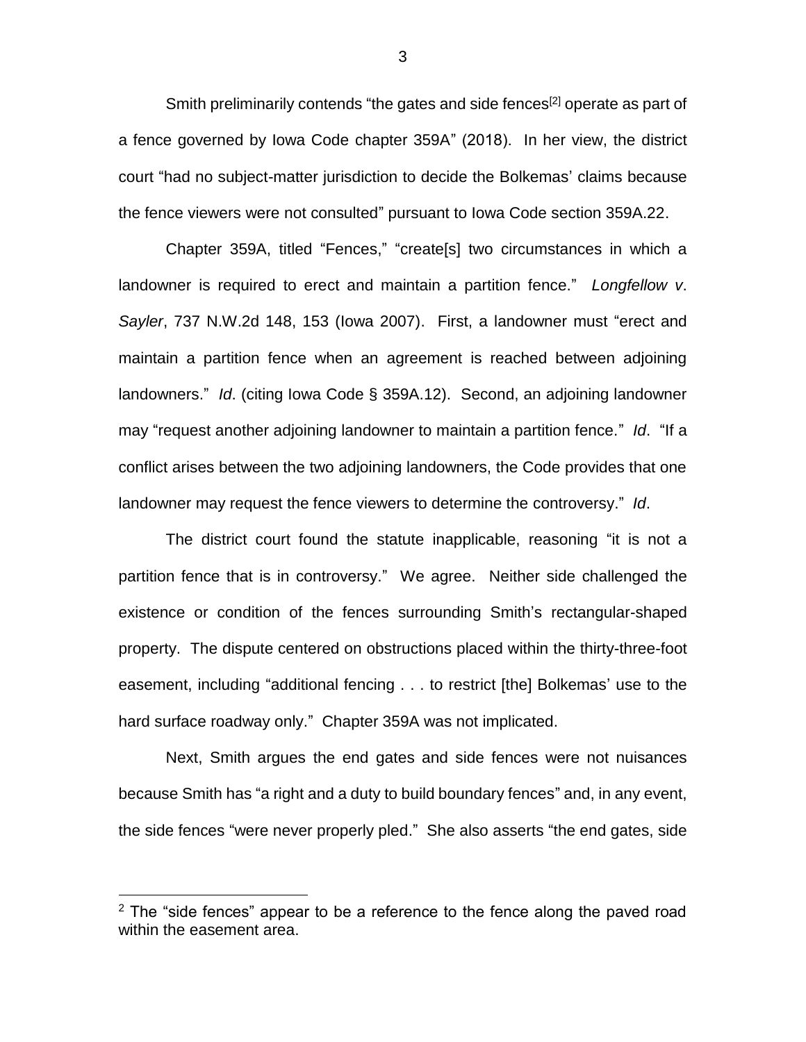Smith preliminarily contends "the gates and side fences[2] operate as part of a fence governed by Iowa Code chapter 359A" (2018). In her view, the district court "had no subject-matter jurisdiction to decide the Bolkemas' claims because the fence viewers were not consulted" pursuant to Iowa Code section 359A.22.

Chapter 359A, titled "Fences," "create[s] two circumstances in which a landowner is required to erect and maintain a partition fence." *Longfellow v. Sayler*, 737 N.W.2d 148, 153 (Iowa 2007). First, a landowner must "erect and maintain a partition fence when an agreement is reached between adjoining landowners." *Id*. (citing Iowa Code § 359A.12). Second, an adjoining landowner may "request another adjoining landowner to maintain a partition fence." *Id*. "If a conflict arises between the two adjoining landowners, the Code provides that one landowner may request the fence viewers to determine the controversy." *Id*.

The district court found the statute inapplicable, reasoning "it is not a partition fence that is in controversy." We agree. Neither side challenged the existence or condition of the fences surrounding Smith's rectangular-shaped property. The dispute centered on obstructions placed within the thirty-three-foot easement, including "additional fencing . . . to restrict [the] Bolkemas' use to the hard surface roadway only." Chapter 359A was not implicated.

Next, Smith argues the end gates and side fences were not nuisances because Smith has "a right and a duty to build boundary fences" and, in any event, the side fences "were never properly pled." She also asserts "the end gates, side

[2] The "side fences" appear to be a reference to the fence along the paved road within the easement area.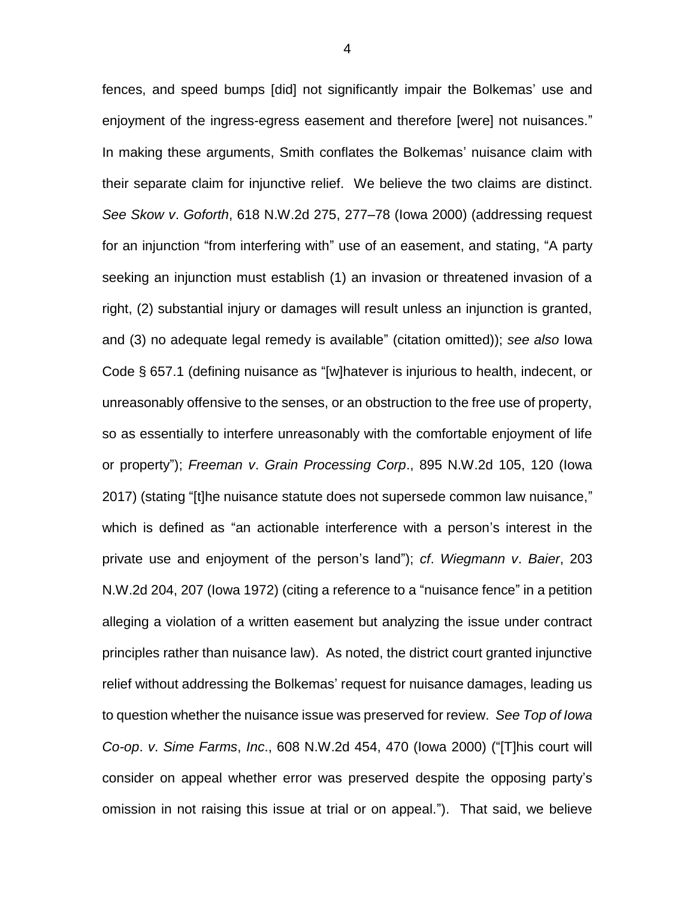fences, and speed bumps [did] not significantly impair the Bolkemas' use and enjoyment of the ingress-egress easement and therefore [were] not nuisances." In making these arguments, Smith conflates the Bolkemas' nuisance claim with their separate claim for injunctive relief. We believe the two claims are distinct. *See Skow v. Goforth*, 618 N.W.2d 275, 277–78 (Iowa 2000) (addressing request for an injunction "from interfering with" use of an easement, and stating, "A party seeking an injunction must establish (1) an invasion or threatened invasion of a right, (2) substantial injury or damages will result unless an injunction is granted, and (3) no adequate legal remedy is available" (citation omitted)); *see also* Iowa Code § 657.1 (defining nuisance as "[w]hatever is injurious to health, indecent, or unreasonably offensive to the senses, or an obstruction to the free use of property, so as essentially to interfere unreasonably with the comfortable enjoyment of life or property"); *Freeman v. Grain Processing Corp.*, 895 N.W.2d 105, 120 (Iowa 2017) (stating "[t]he nuisance statute does not supersede common law nuisance," which is defined as "an actionable interference with a person's interest in the private use and enjoyment of the person's land"); *cf. Wiegmann v. Baier*, 203 N.W.2d 204, 207 (Iowa 1972) (citing a reference to a "nuisance fence" in a petition alleging a violation of a written easement but analyzing the issue under contract principles rather than nuisance law). As noted, the district court granted injunctive relief without addressing the Bolkemas' request for nuisance damages, leading us to question whether the nuisance issue was preserved for review. *See Top of Iowa Co-op. v. Sime Farms, Inc.*, 608 N.W.2d 454, 470 (Iowa 2000) ("[T]his court will consider on appeal whether error was preserved despite the opposing party's omission in not raising this issue at trial or on appeal."). That said, we believe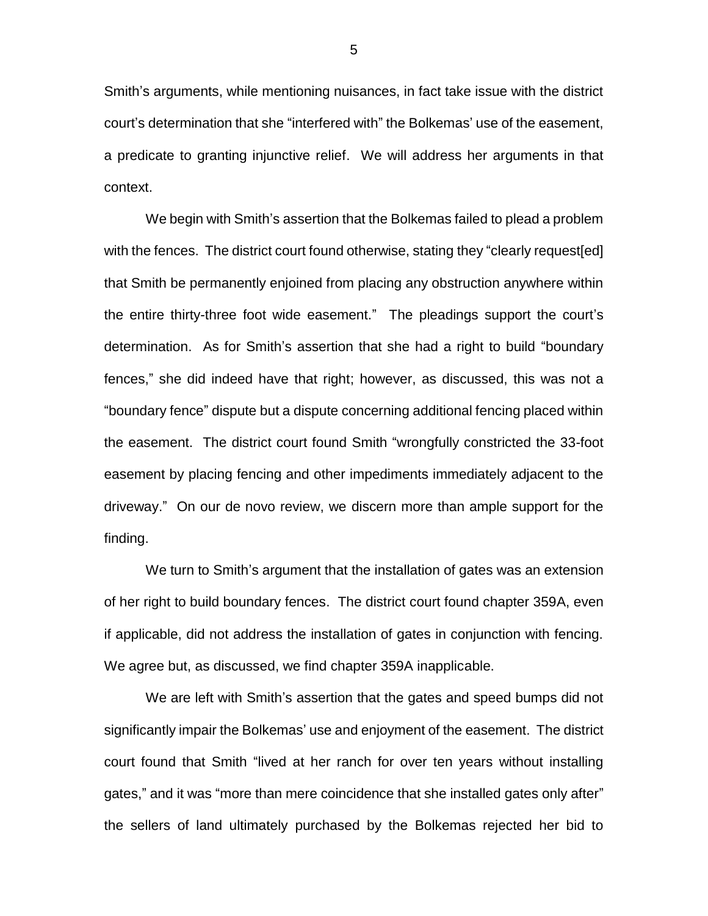Smith's arguments, while mentioning nuisances, in fact take issue with the district court's determination that she "interfered with" the Bolkemas' use of the easement, a predicate to granting injunctive relief. We will address her arguments in that context.

We begin with Smith's assertion that the Bolkemas failed to plead a problem with the fences. The district court found otherwise, stating they "clearly request[ed] that Smith be permanently enjoined from placing any obstruction anywhere within the entire thirty-three foot wide easement." The pleadings support the court's determination. As for Smith's assertion that she had a right to build "boundary fences," she did indeed have that right; however, as discussed, this was not a "boundary fence" dispute but a dispute concerning additional fencing placed within the easement. The district court found Smith "wrongfully constricted the 33-foot easement by placing fencing and other impediments immediately adjacent to the driveway." On our de novo review, we discern more than ample support for the finding.

We turn to Smith's argument that the installation of gates was an extension of her right to build boundary fences. The district court found chapter 359A, even if applicable, did not address the installation of gates in conjunction with fencing. We agree but, as discussed, we find chapter 359A inapplicable.

We are left with Smith's assertion that the gates and speed bumps did not significantly impair the Bolkemas' use and enjoyment of the easement. The district court found that Smith "lived at her ranch for over ten years without installing gates," and it was "more than mere coincidence that she installed gates only after" the sellers of land ultimately purchased by the Bolkemas rejected her bid to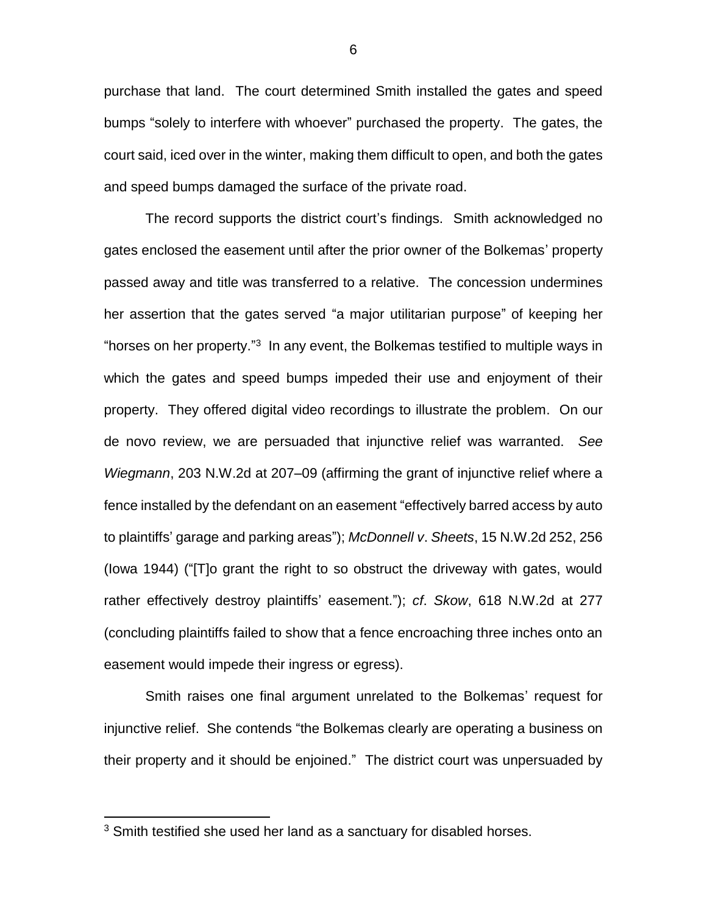purchase that land. The court determined Smith installed the gates and speed bumps "solely to interfere with whoever" purchased the property. The gates, the court said, iced over in the winter, making them difficult to open, and both the gates and speed bumps damaged the surface of the private road.

The record supports the district court's findings. Smith acknowledged no gates enclosed the easement until after the prior owner of the Bolkemas' property passed away and title was transferred to a relative. The concession undermines her assertion that the gates served "a major utilitarian purpose" of keeping her "horses on her property."[3] In any event, the Bolkemas testified to multiple ways in which the gates and speed bumps impeded their use and enjoyment of their property. They offered digital video recordings to illustrate the problem. On our de novo review, we are persuaded that injunctive relief was warranted. *See Wiegmann*, 203 N.W.2d at 207–09 (affirming the grant of injunctive relief where a fence installed by the defendant on an easement "effectively barred access by auto to plaintiffs' garage and parking areas"); *McDonnell v. Sheets*, 15 N.W.2d 252, 256 (Iowa 1944) ("[T]o grant the right to so obstruct the driveway with gates, would rather effectively destroy plaintiffs' easement."); *cf. Skow*, 618 N.W.2d at 277 (concluding plaintiffs failed to show that a fence encroaching three inches onto an easement would impede their ingress or egress).

Smith raises one final argument unrelated to the Bolkemas' request for injunctive relief. She contends "the Bolkemas clearly are operating a business on their property and it should be enjoined." The district court was unpersuaded by

---

[3] Smith testified she used her land as a sanctuary for disabled horses.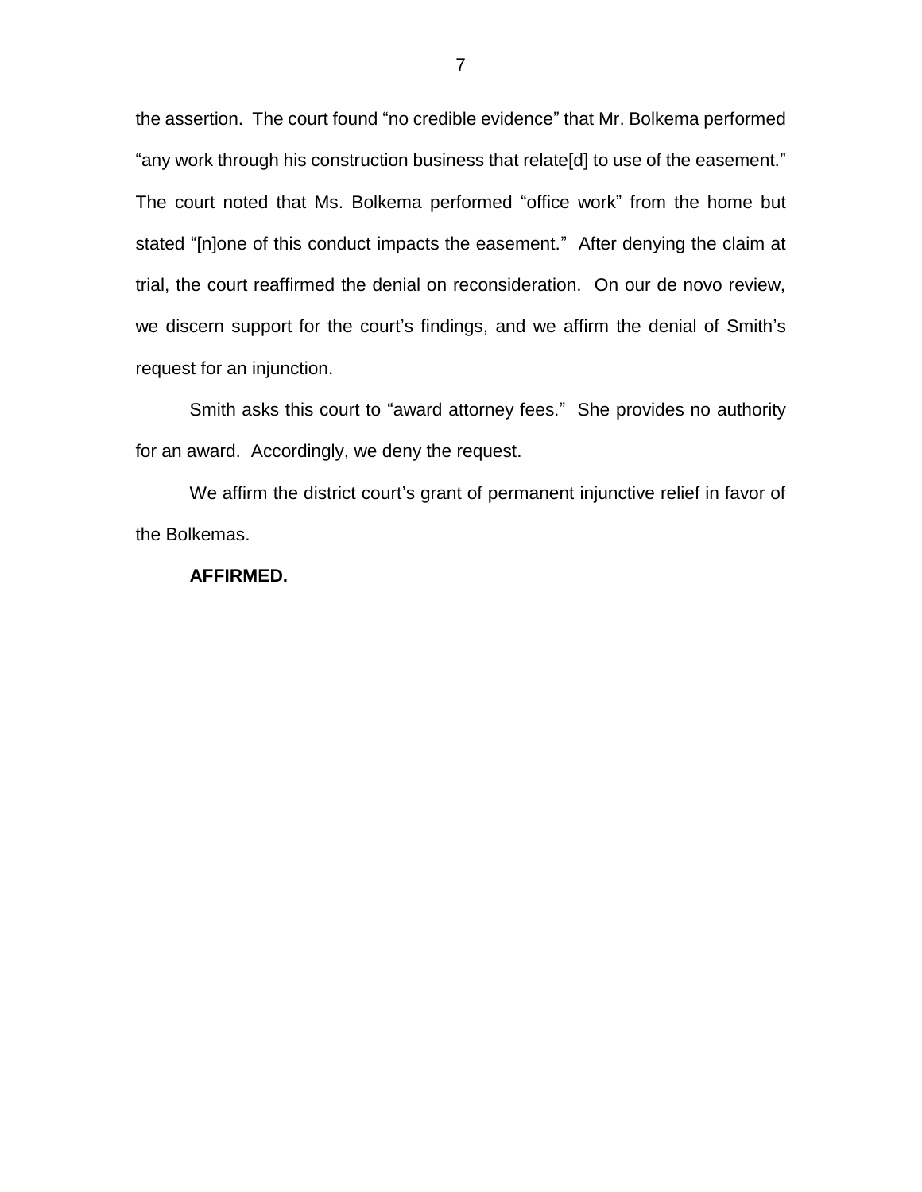the assertion. The court found "no credible evidence" that Mr. Bolkema performed "any work through his construction business that relate[d] to use of the easement." The court noted that Ms. Bolkema performed "office work" from the home but stated "[n]one of this conduct impacts the easement." After denying the claim at trial, the court reaffirmed the denial on reconsideration. On our de novo review, we discern support for the court's findings, and we affirm the denial of Smith's request for an injunction.

Smith asks this court to "award attorney fees." She provides no authority for an award. Accordingly, we deny the request.

We affirm the district court's grant of permanent injunctive relief in favor of the Bolkemas.

**AFFIRMED.**